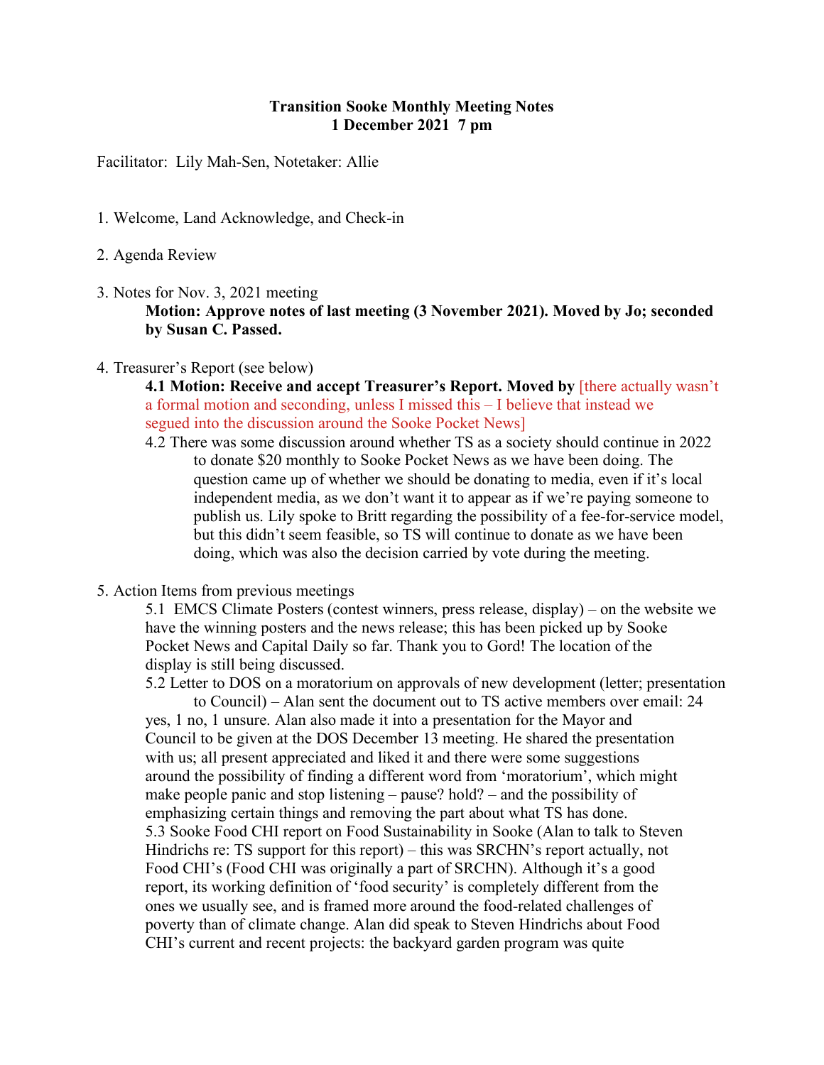**Transition Sooke Monthly Meeting Notes**
**1 December 2021 7 pm**

Facilitator: Lily Mah-Sen, Notetaker: Allie

1. Welcome, Land Acknowledge, and Check-in

2. Agenda Review

3. Notes for Nov. 3, 2021 meeting

   **Motion: Approve notes of last meeting (3 November 2021). Moved by Jo; seconded by Susan C. Passed.**

4. Treasurer's Report (see below)

   **4.1 Motion: Receive and accept Treasurer's Report. Moved by** [there actually wasn't a formal motion and seconding, unless I missed this – I believe that instead we segued into the discussion around the Sooke Pocket News]

   4.2 There was some discussion around whether TS as a society should continue in 2022 to donate $20 monthly to Sooke Pocket News as we have been doing. The question came up of whether we should be donating to media, even if it's local independent media, as we don't want it to appear as if we're paying someone to publish us. Lily spoke to Britt regarding the possibility of a fee-for-service model, but this didn't seem feasible, so TS will continue to donate as we have been doing, which was also the decision carried by vote during the meeting.

5. Action Items from previous meetings

   5.1 EMCS Climate Posters (contest winners, press release, display) – on the website we have the winning posters and the news release; this has been picked up by Sooke Pocket News and Capital Daily so far. Thank you to Gord! The location of the display is still being discussed.

   5.2 Letter to DOS on a moratorium on approvals of new development (letter; presentation to Council) – Alan sent the document out to TS active members over email: 24 yes, 1 no, 1 unsure. Alan also made it into a presentation for the Mayor and Council to be given at the DOS December 13 meeting. He shared the presentation with us; all present appreciated and liked it and there were some suggestions around the possibility of finding a different word from 'moratorium', which might make people panic and stop listening – pause? hold? – and the possibility of emphasizing certain things and removing the part about what TS has done.

   5.3 Sooke Food CHI report on Food Sustainability in Sooke (Alan to talk to Steven Hindrichs re: TS support for this report) – this was SRCHN's report actually, not Food CHI's (Food CHI was originally a part of SRCHN). Although it's a good report, its working definition of 'food security' is completely different from the ones we usually see, and is framed more around the food-related challenges of poverty than of climate change. Alan did speak to Steven Hindrichs about Food CHI's current and recent projects: the backyard garden program was quite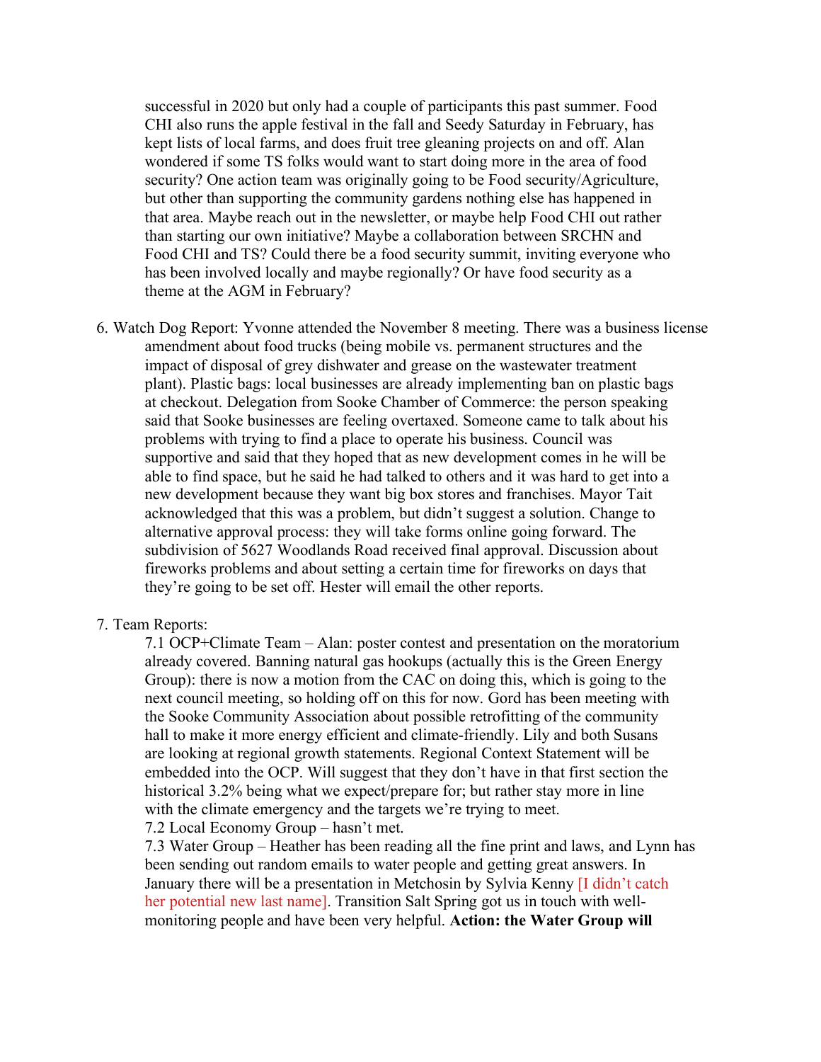successful in 2020 but only had a couple of participants this past summer. Food CHI also runs the apple festival in the fall and Seedy Saturday in February, has kept lists of local farms, and does fruit tree gleaning projects on and off. Alan wondered if some TS folks would want to start doing more in the area of food security? One action team was originally going to be Food security/Agriculture, but other than supporting the community gardens nothing else has happened in that area. Maybe reach out in the newsletter, or maybe help Food CHI out rather than starting our own initiative? Maybe a collaboration between SRCHN and Food CHI and TS? Could there be a food security summit, inviting everyone who has been involved locally and maybe regionally? Or have food security as a theme at the AGM in February?

6. Watch Dog Report: Yvonne attended the November 8 meeting. There was a business license amendment about food trucks (being mobile vs. permanent structures and the impact of disposal of grey dishwater and grease on the wastewater treatment plant). Plastic bags: local businesses are already implementing ban on plastic bags at checkout. Delegation from Sooke Chamber of Commerce: the person speaking said that Sooke businesses are feeling overtaxed. Someone came to talk about his problems with trying to find a place to operate his business. Council was supportive and said that they hoped that as new development comes in he will be able to find space, but he said he had talked to others and it was hard to get into a new development because they want big box stores and franchises. Mayor Tait acknowledged that this was a problem, but didn't suggest a solution. Change to alternative approval process: they will take forms online going forward. The subdivision of 5627 Woodlands Road received final approval. Discussion about fireworks problems and about setting a certain time for fireworks on days that they're going to be set off. Hester will email the other reports.

7. Team Reports:

   7.1 OCP+Climate Team – Alan: poster contest and presentation on the moratorium already covered. Banning natural gas hookups (actually this is the Green Energy Group): there is now a motion from the CAC on doing this, which is going to the next council meeting, so holding off on this for now. Gord has been meeting with the Sooke Community Association about possible retrofitting of the community hall to make it more energy efficient and climate-friendly. Lily and both Susans are looking at regional growth statements. Regional Context Statement will be embedded into the OCP. Will suggest that they don't have in that first section the historical 3.2% being what we expect/prepare for; but rather stay more in line with the climate emergency and the targets we're trying to meet.

   7.2 Local Economy Group – hasn't met.

   7.3 Water Group – Heather has been reading all the fine print and laws, and Lynn has been sending out random emails to water people and getting great answers. In January there will be a presentation in Metchosin by Sylvia Kenny [I didn't catch her potential new last name]. Transition Salt Spring got us in touch with well-monitoring people and have been very helpful. **Action: the Water Group will**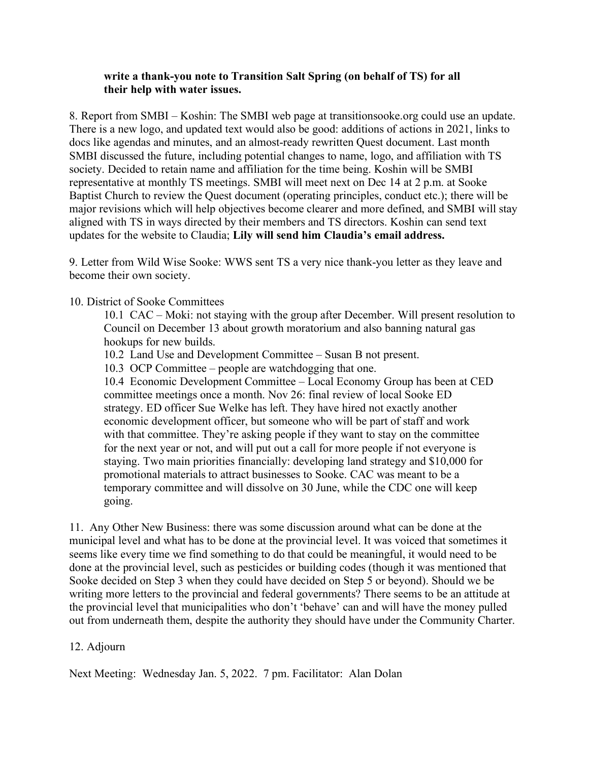**write a thank-you note to Transition Salt Spring (on behalf of TS) for all their help with water issues.**

8. Report from SMBI – Koshin: The SMBI web page at transitionsooke.org could use an update. There is a new logo, and updated text would also be good: additions of actions in 2021, links to docs like agendas and minutes, and an almost-ready rewritten Quest document. Last month SMBI discussed the future, including potential changes to name, logo, and affiliation with TS society. Decided to retain name and affiliation for the time being. Koshin will be SMBI representative at monthly TS meetings. SMBI will meet next on Dec 14 at 2 p.m. at Sooke Baptist Church to review the Quest document (operating principles, conduct etc.); there will be major revisions which will help objectives become clearer and more defined, and SMBI will stay aligned with TS in ways directed by their members and TS directors. Koshin can send text updates for the website to Claudia; **Lily will send him Claudia's email address.**

9. Letter from Wild Wise Sooke: WWS sent TS a very nice thank-you letter as they leave and become their own society.

10. District of Sooke Committees

10.1 CAC – Moki: not staying with the group after December. Will present resolution to Council on December 13 about growth moratorium and also banning natural gas hookups for new builds.

10.2 Land Use and Development Committee – Susan B not present.

10.3 OCP Committee – people are watchdogging that one.

10.4 Economic Development Committee – Local Economy Group has been at CED committee meetings once a month. Nov 26: final review of local Sooke ED strategy. ED officer Sue Welke has left. They have hired not exactly another economic development officer, but someone who will be part of staff and work with that committee. They're asking people if they want to stay on the committee for the next year or not, and will put out a call for more people if not everyone is staying. Two main priorities financially: developing land strategy and $10,000 for promotional materials to attract businesses to Sooke. CAC was meant to be a temporary committee and will dissolve on 30 June, while the CDC one will keep going.

11. Any Other New Business: there was some discussion around what can be done at the municipal level and what has to be done at the provincial level. It was voiced that sometimes it seems like every time we find something to do that could be meaningful, it would need to be done at the provincial level, such as pesticides or building codes (though it was mentioned that Sooke decided on Step 3 when they could have decided on Step 5 or beyond). Should we be writing more letters to the provincial and federal governments? There seems to be an attitude at the provincial level that municipalities who don't 'behave' can and will have the money pulled out from underneath them, despite the authority they should have under the Community Charter.

12. Adjourn

Next Meeting: Wednesday Jan. 5, 2022. 7 pm. Facilitator: Alan Dolan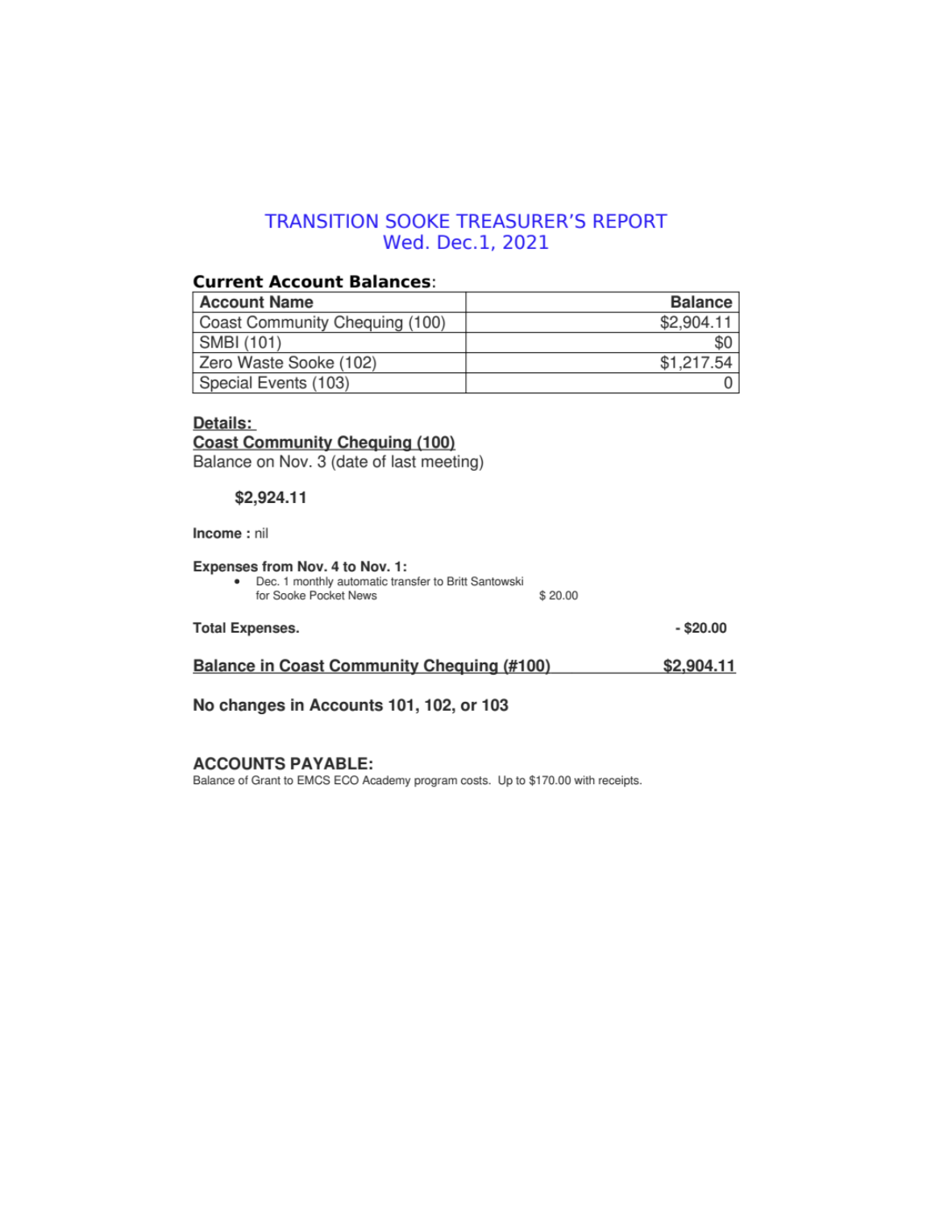# TRANSITION SOOKE TREASURER'S REPORT
## Wed. Dec.1, 2021

**Current Account Balances**:

| Account Name | Balance |
|---|---|
| Coast Community Chequing (100) | $2,904.11 |
| SMBI (101) | $0 |
| Zero Waste Sooke (102) | $1,217.54 |
| Special Events (103) | 0 |

**Details:**

**Coast Community Chequing (100)**

Balance on Nov. 3 (date of last meeting)

**$2,924.11**

**Income :** nil

**Expenses from Nov. 4 to Nov. 1:**

- Dec. 1 monthly automatic transfer to Britt Santowski for Sooke Pocket News $ 20.00

**Total Expenses.** **- $20.00**

**Balance in Coast Community Chequing (#100) $2,904.11**

**No changes in Accounts 101, 102, or 103**

### ACCOUNTS PAYABLE:

Balance of Grant to EMCS ECO Academy program costs. Up to $170.00 with receipts.